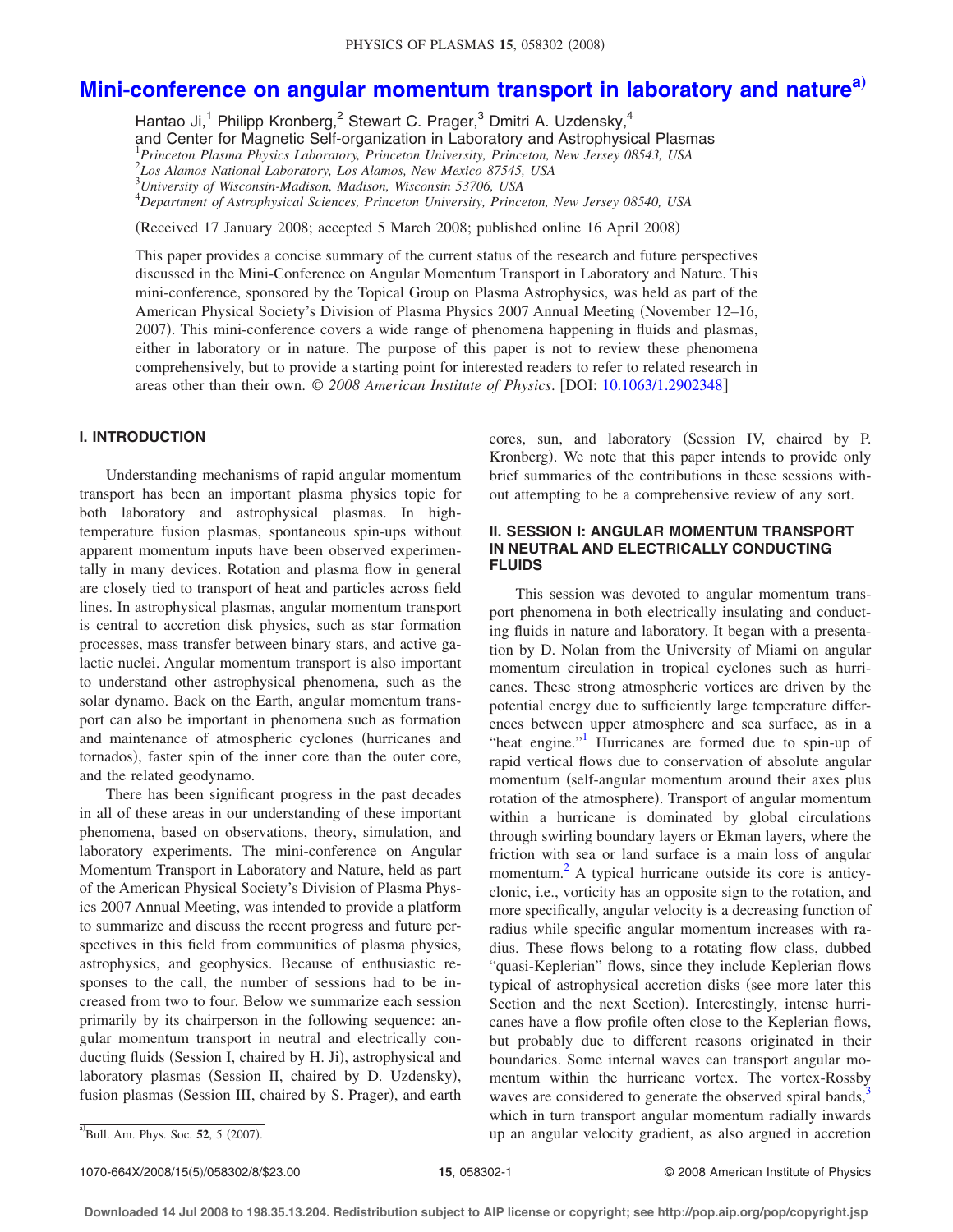# Mini-conference on angular momentum transport in laboratory and nature[a)]

Hantao Ji,[1] Philipp Kronberg,[2] Stewart C. Prager,[3] Dmitri A. Uzdensky,[4]
and Center for Magnetic Self-organization in Laboratory and Astrophysical Plasmas

[1] *Princeton Plasma Physics Laboratory, Princeton University, Princeton, New Jersey 08543, USA*
[2] *Los Alamos National Laboratory, Los Alamos, New Mexico 87545, USA*
[3] *University of Wisconsin-Madison, Madison, Wisconsin 53706, USA*
[4] *Department of Astrophysical Sciences, Princeton University, Princeton, New Jersey 08540, USA*

(Received 17 January 2008; accepted 5 March 2008; published online 16 April 2008)

This paper provides a concise summary of the current status of the research and future perspectives discussed in the Mini-Conference on Angular Momentum Transport in Laboratory and Nature. This mini-conference, sponsored by the Topical Group on Plasma Astrophysics, was held as part of the American Physical Society's Division of Plasma Physics 2007 Annual Meeting (November 12–16, 2007). This mini-conference covers a wide range of phenomena happening in fluids and plasmas, either in laboratory or in nature. The purpose of this paper is not to review these phenomena comprehensively, but to provide a starting point for interested readers to refer to related research in areas other than their own. © *2008 American Institute of Physics*. [DOI: 10.1063/1.2902348]

## I. INTRODUCTION

Understanding mechanisms of rapid angular momentum transport has been an important plasma physics topic for both laboratory and astrophysical plasmas. In high-temperature fusion plasmas, spontaneous spin-ups without apparent momentum inputs have been observed experimentally in many devices. Rotation and plasma flow in general are closely tied to transport of heat and particles across field lines. In astrophysical plasmas, angular momentum transport is central to accretion disk physics, such as star formation processes, mass transfer between binary stars, and active galactic nuclei. Angular momentum transport is also important to understand other astrophysical phenomena, such as the solar dynamo. Back on the Earth, angular momentum transport can also be important in phenomena such as formation and maintenance of atmospheric cyclones (hurricanes and tornados), faster spin of the inner core than the outer core, and the related geodynamo.

There has been significant progress in the past decades in all of these areas in our understanding of these important phenomena, based on observations, theory, simulation, and laboratory experiments. The mini-conference on Angular Momentum Transport in Laboratory and Nature, held as part of the American Physical Society's Division of Plasma Physics 2007 Annual Meeting, was intended to provide a platform to summarize and discuss the recent progress and future perspectives in this field from communities of plasma physics, astrophysics, and geophysics. Because of enthusiastic responses to the call, the number of sessions had to be increased from two to four. Below we summarize each session primarily by its chairperson in the following sequence: angular momentum transport in neutral and electrically conducting fluids (Session I, chaired by H. Ji), astrophysical and laboratory plasmas (Session II, chaired by D. Uzdensky), fusion plasmas (Session III, chaired by S. Prager), and earth cores, sun, and laboratory (Session IV, chaired by P. Kronberg). We note that this paper intends to provide only brief summaries of the contributions in these sessions without attempting to be a comprehensive review of any sort.

## II. SESSION I: ANGULAR MOMENTUM TRANSPORT IN NEUTRAL AND ELECTRICALLY CONDUCTING FLUIDS

This session was devoted to angular momentum transport phenomena in both electrically insulating and conducting fluids in nature and laboratory. It began with a presentation by D. Nolan from the University of Miami on angular momentum circulation in tropical cyclones such as hurricanes. These strong atmospheric vortices are driven by the potential energy due to sufficiently large temperature differences between upper atmosphere and sea surface, as in a "heat engine."[1] Hurricanes are formed due to spin-up of rapid vertical flows due to conservation of absolute angular momentum (self-angular momentum around their axes plus rotation of the atmosphere). Transport of angular momentum within a hurricane is dominated by global circulations through swirling boundary layers or Ekman layers, where the friction with sea or land surface is a main loss of angular momentum.[2] A typical hurricane outside its core is anticyclonic, i.e., vorticity has an opposite sign to the rotation, and more specifically, angular velocity is a decreasing function of radius while specific angular momentum increases with radius. These flows belong to a rotating flow class, dubbed "quasi-Keplerian" flows, since they include Keplerian flows typical of astrophysical accretion disks (see more later this Section and the next Section). Interestingly, intense hurricanes have a flow profile often close to the Keplerian flows, but probably due to different reasons originated in their boundaries. Some internal waves can transport angular momentum within the hurricane vortex. The vortex-Rossby waves are considered to generate the observed spiral bands,[3] which in turn transport angular momentum radially inwards up an angular velocity gradient, as also argued in accretion

[a)] Bull. Am. Phys. Soc. **52**, 5 (2007).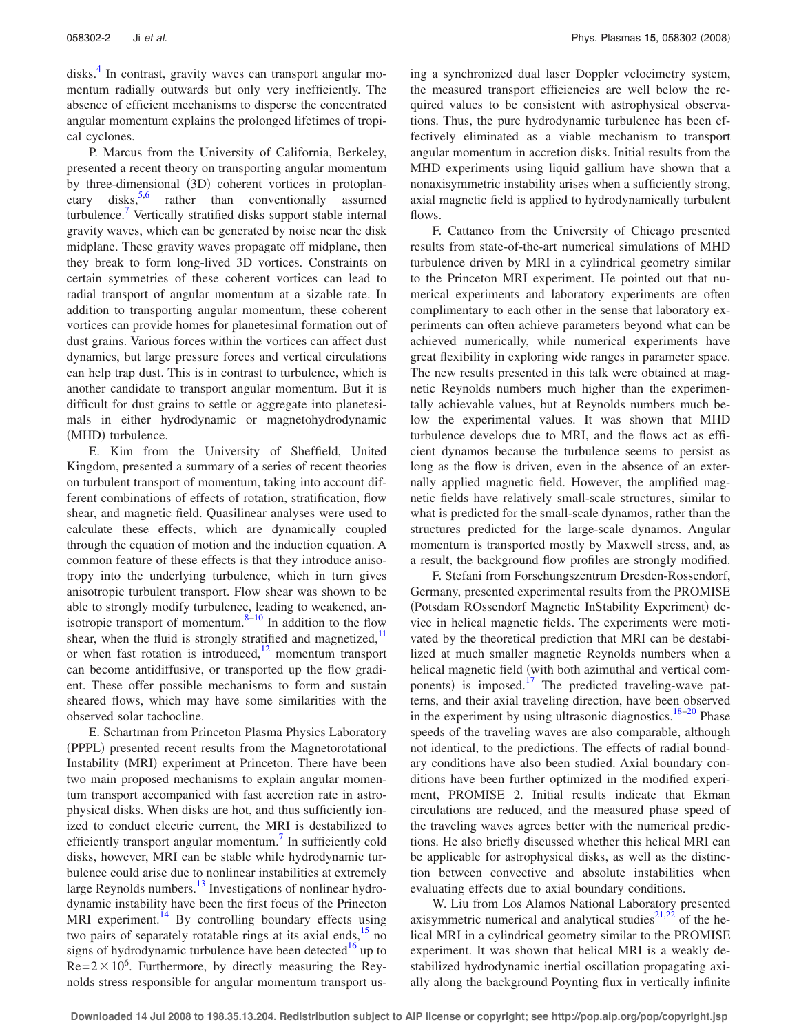disks.[4] In contrast, gravity waves can transport angular momentum radially outwards but only very inefficiently. The absence of efficient mechanisms to disperse the concentrated angular momentum explains the prolonged lifetimes of tropical cyclones.

P. Marcus from the University of California, Berkeley, presented a recent theory on transporting angular momentum by three-dimensional (3D) coherent vortices in protoplanetary disks,[5,6] rather than conventionally assumed turbulence.[7] Vertically stratified disks support stable internal gravity waves, which can be generated by noise near the disk midplane. These gravity waves propagate off midplane, then they break to form long-lived 3D vortices. Constraints on certain symmetries of these coherent vortices can lead to radial transport of angular momentum at a sizable rate. In addition to transporting angular momentum, these coherent vortices can provide homes for planetesimal formation out of dust grains. Various forces within the vortices can affect dust dynamics, but large pressure forces and vertical circulations can help trap dust. This is in contrast to turbulence, which is another candidate to transport angular momentum. But it is difficult for dust grains to settle or aggregate into planetesimals in either hydrodynamic or magnetohydrodynamic (MHD) turbulence.

E. Kim from the University of Sheffield, United Kingdom, presented a summary of a series of recent theories on turbulent transport of momentum, taking into account different combinations of effects of rotation, stratification, flow shear, and magnetic field. Quasilinear analyses were used to calculate these effects, which are dynamically coupled through the equation of motion and the induction equation. A common feature of these effects is that they introduce anisotropy into the underlying turbulence, which in turn gives anisotropic turbulent transport. Flow shear was shown to be able to strongly modify turbulence, leading to weakened, anisotropic transport of momentum.[8–10] In addition to the flow shear, when the fluid is strongly stratified and magnetized,[11] or when fast rotation is introduced,[12] momentum transport can become antidiffusive, or transported up the flow gradient. These offer possible mechanisms to form and sustain sheared flows, which may have some similarities with the observed solar tachocline.

E. Schartman from Princeton Plasma Physics Laboratory (PPPL) presented recent results from the Magnetorotational Instability (MRI) experiment at Princeton. There have been two main proposed mechanisms to explain angular momentum transport accompanied with fast accretion rate in astrophysical disks. When disks are hot, and thus sufficiently ionized to conduct electric current, the MRI is destabilized to efficiently transport angular momentum.[7] In sufficiently cold disks, however, MRI can be stable while hydrodynamic turbulence could arise due to nonlinear instabilities at extremely large Reynolds numbers.[13] Investigations of nonlinear hydrodynamic instability have been the first focus of the Princeton MRI experiment.[14] By controlling boundary effects using two pairs of separately rotatable rings at its axial ends,[15] no signs of hydrodynamic turbulence have been detected[16] up to $\mathrm{Re}=2\times10^6$. Furthermore, by directly measuring the Reynolds stress responsible for angular momentum transport using a synchronized dual laser Doppler velocimetry system, the measured transport efficiencies are well below the required values to be consistent with astrophysical observations. Thus, the pure hydrodynamic turbulence has been effectively eliminated as a viable mechanism to transport angular momentum in accretion disks. Initial results from the MHD experiments using liquid gallium have shown that a nonaxisymmetric instability arises when a sufficiently strong, axial magnetic field is applied to hydrodynamically turbulent flows.

F. Cattaneo from the University of Chicago presented results from state-of-the-art numerical simulations of MHD turbulence driven by MRI in a cylindrical geometry similar to the Princeton MRI experiment. He pointed out that numerical experiments and laboratory experiments are often complimentary to each other in the sense that laboratory experiments can often achieve parameters beyond what can be achieved numerically, while numerical experiments have great flexibility in exploring wide ranges in parameter space. The new results presented in this talk were obtained at magnetic Reynolds numbers much higher than the experimentally achievable values, but at Reynolds numbers much below the experimental values. It was shown that MHD turbulence develops due to MRI, and the flows act as efficient dynamos because the turbulence seems to persist as long as the flow is driven, even in the absence of an externally applied magnetic field. However, the amplified magnetic fields have relatively small-scale structures, similar to what is predicted for the small-scale dynamos, rather than the structures predicted for the large-scale dynamos. Angular momentum is transported mostly by Maxwell stress, and, as a result, the background flow profiles are strongly modified.

F. Stefani from Forschungszentrum Dresden-Rossendorf, Germany, presented experimental results from the PROMISE (Potsdam ROssendorf Magnetic InStability Experiment) device in helical magnetic fields. The experiments were motivated by the theoretical prediction that MRI can be destabilized at much smaller magnetic Reynolds numbers when a helical magnetic field (with both azimuthal and vertical components) is imposed.[17] The predicted traveling-wave patterns, and their axial traveling direction, have been observed in the experiment by using ultrasonic diagnostics.[18–20] Phase speeds of the traveling waves are also comparable, although not identical, to the predictions. The effects of radial boundary conditions have also been studied. Axial boundary conditions have been further optimized in the modified experiment, PROMISE 2. Initial results indicate that Ekman circulations are reduced, and the measured phase speed of the traveling waves agrees better with the numerical predictions. He also briefly discussed whether this helical MRI can be applicable for astrophysical disks, as well as the distinction between convective and absolute instabilities when evaluating effects due to axial boundary conditions.

W. Liu from Los Alamos National Laboratory presented axisymmetric numerical and analytical studies[21,22] of the helical MRI in a cylindrical geometry similar to the PROMISE experiment. It was shown that helical MRI is a weakly destabilized hydrodynamic inertial oscillation propagating axially along the background Poynting flux in vertically infinite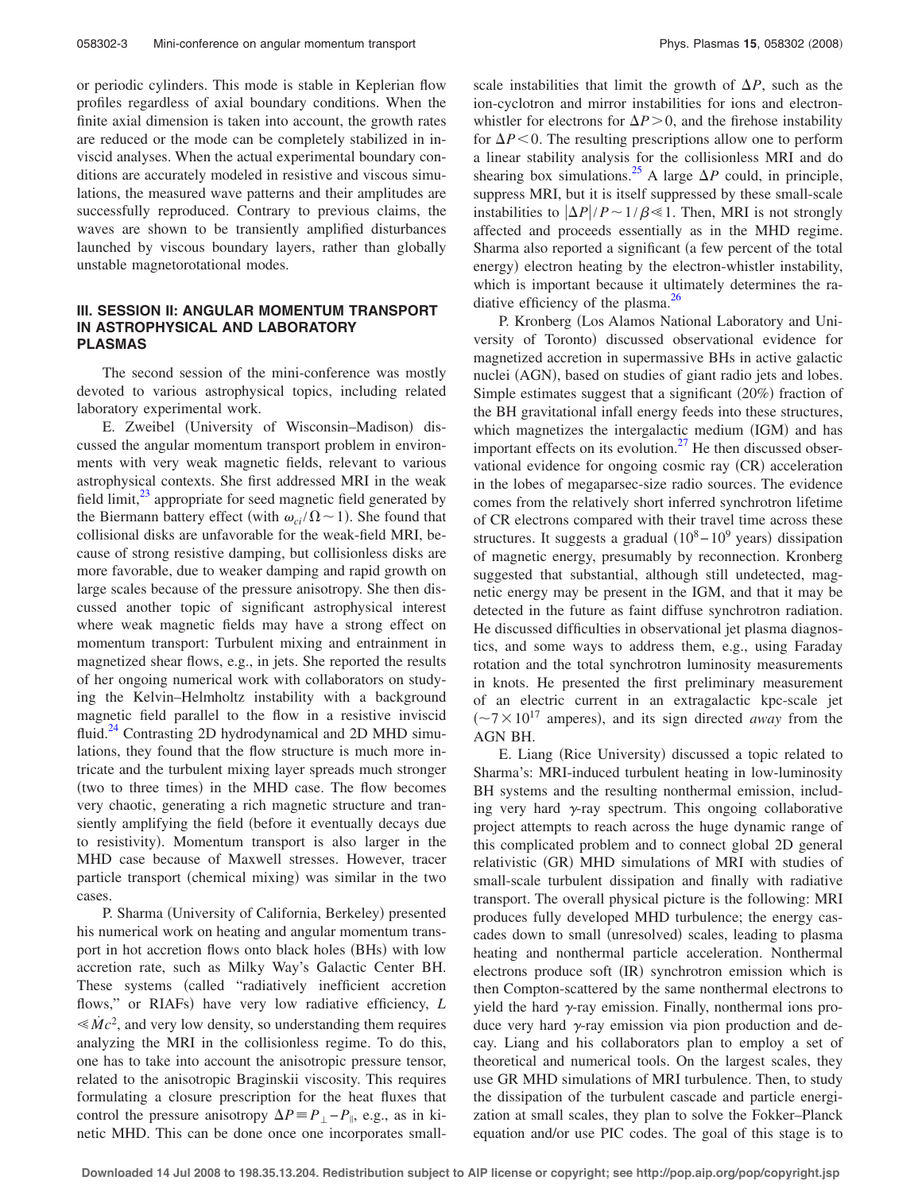or periodic cylinders. This mode is stable in Keplerian flow profiles regardless of axial boundary conditions. When the finite axial dimension is taken into account, the growth rates are reduced or the mode can be completely stabilized in inviscid analyses. When the actual experimental boundary conditions are accurately modeled in resistive and viscous simulations, the measured wave patterns and their amplitudes are successfully reproduced. Contrary to previous claims, the waves are shown to be transiently amplified disturbances launched by viscous boundary layers, rather than globally unstable magnetorotational modes.

## III. SESSION II: ANGULAR MOMENTUM TRANSPORT IN ASTROPHYSICAL AND LABORATORY PLASMAS

The second session of the mini-conference was mostly devoted to various astrophysical topics, including related laboratory experimental work.

E. Zweibel (University of Wisconsin–Madison) discussed the angular momentum transport problem in environments with very weak magnetic fields, relevant to various astrophysical contexts. She first addressed MRI in the weak field limit,[23] appropriate for seed magnetic field generated by the Biermann battery effect (with $\omega_{ci}/\Omega \sim 1$). She found that collisional disks are unfavorable for the weak-field MRI, because of strong resistive damping, but collisionless disks are more favorable, due to weaker damping and rapid growth on large scales because of the pressure anisotropy. She then discussed another topic of significant astrophysical interest where weak magnetic fields may have a strong effect on momentum transport: Turbulent mixing and entrainment in magnetized shear flows, e.g., in jets. She reported the results of her ongoing numerical work with collaborators on studying the Kelvin–Helmholtz instability with a background magnetic field parallel to the flow in a resistive inviscid fluid.[24] Contrasting 2D hydrodynamical and 2D MHD simulations, they found that the flow structure is much more intricate and the turbulent mixing layer spreads much stronger (two to three times) in the MHD case. The flow becomes very chaotic, generating a rich magnetic structure and transiently amplifying the field (before it eventually decays due to resistivity). Momentum transport is also larger in the MHD case because of Maxwell stresses. However, tracer particle transport (chemical mixing) was similar in the two cases.

P. Sharma (University of California, Berkeley) presented his numerical work on heating and angular momentum transport in hot accretion flows onto black holes (BHs) with low accretion rate, such as Milky Way's Galactic Center BH. These systems (called "radiatively inefficient accretion flows," or RIAFs) have very low radiative efficiency, $L \ll \dot{M}c^2$, and very low density, so understanding them requires analyzing the MRI in the collisionless regime. To do this, one has to take into account the anisotropic pressure tensor, related to the anisotropic Braginskii viscosity. This requires formulating a closure prescription for the heat fluxes that control the pressure anisotropy $\Delta P \equiv P_\perp - P_\parallel$, e.g., as in kinetic MHD. This can be done once one incorporates small-scale instabilities that limit the growth of $\Delta P$, such as the ion-cyclotron and mirror instabilities for ions and electron-whistler for electrons for $\Delta P > 0$, and the firehose instability for $\Delta P < 0$. The resulting prescriptions allow one to perform a linear stability analysis for the collisionless MRI and do shearing box simulations.[25] A large $\Delta P$ could, in principle, suppress MRI, but it is itself suppressed by these small-scale instabilities to $|\Delta P|/P \sim 1/\beta \ll 1$. Then, MRI is not strongly affected and proceeds essentially as in the MHD regime. Sharma also reported a significant (a few percent of the total energy) electron heating by the electron-whistler instability, which is important because it ultimately determines the radiative efficiency of the plasma.[26]

P. Kronberg (Los Alamos National Laboratory and University of Toronto) discussed observational evidence for magnetized accretion in supermassive BHs in active galactic nuclei (AGN), based on studies of giant radio jets and lobes. Simple estimates suggest that a significant (20%) fraction of the BH gravitational infall energy feeds into these structures, which magnetizes the intergalactic medium (IGM) and has important effects on its evolution.[27] He then discussed observational evidence for ongoing cosmic ray (CR) acceleration in the lobes of megaparsec-size radio sources. The evidence comes from the relatively short inferred synchrotron lifetime of CR electrons compared with their travel time across these structures. It suggests a gradual ($10^8$–$10^9$ years) dissipation of magnetic energy, presumably by reconnection. Kronberg suggested that substantial, although still undetected, magnetic energy may be present in the IGM, and that it may be detected in the future as faint diffuse synchrotron radiation. He discussed difficulties in observational jet plasma diagnostics, and some ways to address them, e.g., using Faraday rotation and the total synchrotron luminosity measurements in knots. He presented the first preliminary measurement of an electric current in an extragalactic kpc-scale jet ($\sim 7 \times 10^{17}$ amperes), and its sign directed *away* from the AGN BH.

E. Liang (Rice University) discussed a topic related to Sharma's: MRI-induced turbulent heating in low-luminosity BH systems and the resulting nonthermal emission, including very hard $\gamma$-ray spectrum. This ongoing collaborative project attempts to reach across the huge dynamic range of this complicated problem and to connect global 2D general relativistic (GR) MHD simulations of MRI with studies of small-scale turbulent dissipation and finally with radiative transport. The overall physical picture is the following: MRI produces fully developed MHD turbulence; the energy cascades down to small (unresolved) scales, leading to plasma heating and nonthermal particle acceleration. Nonthermal electrons produce soft (IR) synchrotron emission which is then Compton-scattered by the same nonthermal electrons to yield the hard $\gamma$-ray spectrum. Finally, nonthermal ions produce very hard $\gamma$-ray emission via pion production and decay. Liang and his collaborators plan to employ a set of theoretical and numerical tools. On the largest scales, they use GR MHD simulations of MRI turbulence. Then, to study the dissipation of the turbulent cascade and particle energization at small scales, they plan to solve the Fokker–Planck equation and/or use PIC codes. The goal of this stage is to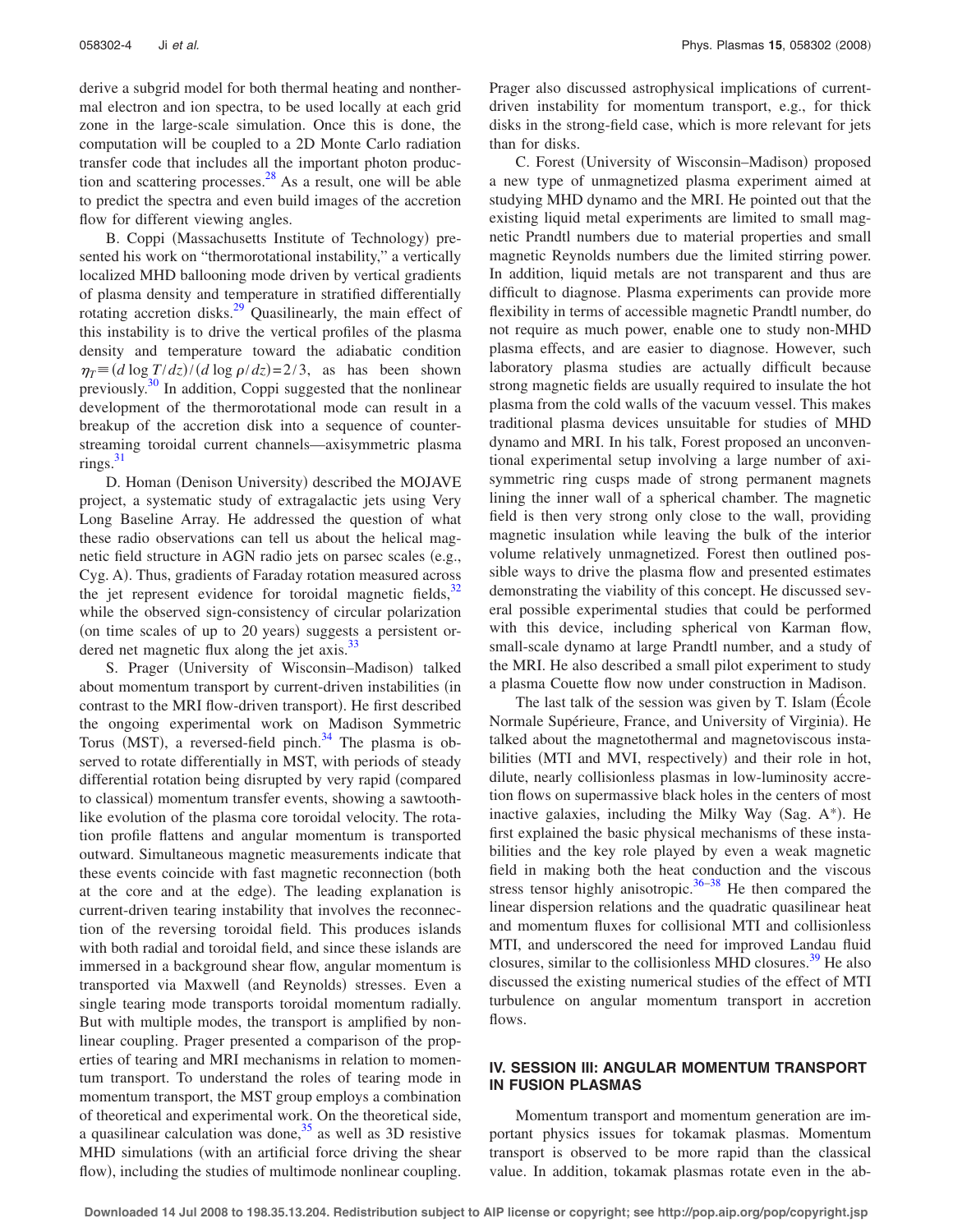derive a subgrid model for both thermal heating and nonthermal electron and ion spectra, to be used locally at each grid zone in the large-scale simulation. Once this is done, the computation will be coupled to a 2D Monte Carlo radiation transfer code that includes all the important photon production and scattering processes.[28] As a result, one will be able to predict the spectra and even build images of the accretion flow for different viewing angles.

B. Coppi (Massachusetts Institute of Technology) presented his work on "thermorotational instability," a vertically localized MHD ballooning mode driven by vertical gradients of plasma density and temperature in stratified differentially rotating accretion disks.[29] Quasilinearly, the main effect of this instability is to drive the vertical profiles of the plasma density and temperature toward the adiabatic condition $\eta_T \equiv (d \log T/dz)/(d \log \rho/dz) = 2/3$, as has been shown previously.[30] In addition, Coppi suggested that the nonlinear development of the thermorotational mode can result in a breakup of the accretion disk into a sequence of counterstreaming toroidal current channels—axisymmetric plasma rings.[31]

D. Homan (Denison University) described the MOJAVE project, a systematic study of extragalactic jets using Very Long Baseline Array. He addressed the question of what these radio observations can tell us about the helical magnetic field structure in AGN radio jets on parsec scales (e.g., Cyg. A). Thus, gradients of Faraday rotation measured across the jet represent evidence for toroidal magnetic fields,[32] while the observed sign-consistency of circular polarization (on time scales of up to 20 years) suggests a persistent ordered net magnetic flux along the jet axis.[33]

S. Prager (University of Wisconsin–Madison) talked about momentum transport by current-driven instabilities (in contrast to the MRI flow-driven transport). He first described the ongoing experimental work on Madison Symmetric Torus (MST), a reversed-field pinch.[34] The plasma is observed to rotate differentially in MST, with periods of steady differential rotation being disrupted by very rapid (compared to classical) momentum transfer events, showing a sawtooth-like evolution of the plasma core toroidal velocity. The rotation profile flattens and angular momentum is transported outward. Simultaneous magnetic measurements indicate that these events coincide with fast magnetic reconnection (both at the core and at the edge). The leading explanation is current-driven tearing instability that involves the reconnection of the reversing toroidal field. This produces islands with both radial and toroidal field, and since these islands are immersed in a background shear flow, angular momentum is transported via Maxwell (and Reynolds) stresses. Even a single tearing mode transports toroidal momentum radially. But with multiple modes, the transport is amplified by nonlinear coupling. Prager presented a comparison of the properties of tearing and MRI mechanisms in relation to momentum transport. To understand the roles of tearing mode in momentum transport, the MST group employs a combination of theoretical and experimental work. On the theoretical side, a quasilinear calculation was done,[35] as well as 3D resistive MHD simulations (with an artificial force driving the shear flow), including the studies of multimode nonlinear coupling. Prager also discussed astrophysical implications of current-driven instability for momentum transport, e.g., for thick disks in the strong-field case, which is more relevant for jets than for disks.

C. Forest (University of Wisconsin–Madison) proposed a new type of unmagnetized plasma experiment aimed at studying MHD dynamo and the MRI. He pointed out that the existing liquid metal experiments are limited to small magnetic Prandtl numbers due to material properties and small magnetic Reynolds numbers due the limited stirring power. In addition, liquid metals are not transparent and thus are difficult to diagnose. Plasma experiments can provide more flexibility in terms of accessible magnetic Prandtl number, do not require as much power, enable one to study non-MHD plasma effects, and are easier to diagnose. However, such laboratory plasma studies are actually difficult because strong magnetic fields are usually required to insulate the hot plasma from the cold walls of the vacuum vessel. This makes traditional plasma devices unsuitable for studies of MHD dynamo and MRI. In his talk, Forest proposed an unconventional experimental setup involving a large number of axisymmetric ring cusps made of strong permanent magnets lining the inner wall of a spherical chamber. The magnetic field is then very strong only close to the wall, providing magnetic insulation while leaving the bulk of the interior volume relatively unmagnetized. Forest then outlined possible ways to drive the plasma flow and presented estimates demonstrating the viability of this concept. He discussed several possible experimental studies that could be performed with this device, including spherical von Karman flow, small-scale dynamo at large Prandtl number, and a study of the MRI. He also described a small pilot experiment to study a plasma Couette flow now under construction in Madison.

The last talk of the session was given by T. Islam (École Normale Supérieure, France, and University of Virginia). He talked about the magnetothermal and magnetoviscous instabilities (MTI and MVI, respectively) and their role in hot, dilute, nearly collisionless plasmas in low-luminosity accretion flows on supermassive black holes in the centers of most inactive galaxies, including the Milky Way (Sag. A*). He first explained the basic physical mechanisms of these instabilities and the key role played by even a weak magnetic field in making both the heat conduction and the viscous stress tensor highly anisotropic.[36–38] He then compared the linear dispersion relations and the quadratic quasilinear heat and momentum fluxes for collisional MTI and collisionless MTI, and underscored the need for improved Landau fluid closures, similar to the collisionless MHD closures.[39] He also discussed the existing numerical studies of the effect of MTI turbulence on angular momentum transport in accretion flows.

## IV. SESSION III: ANGULAR MOMENTUM TRANSPORT IN FUSION PLASMAS

Momentum transport and momentum generation are important physics issues for tokamak plasmas. Momentum transport is observed to be more rapid than the classical value. In addition, tokamak plasmas rotate even in the ab-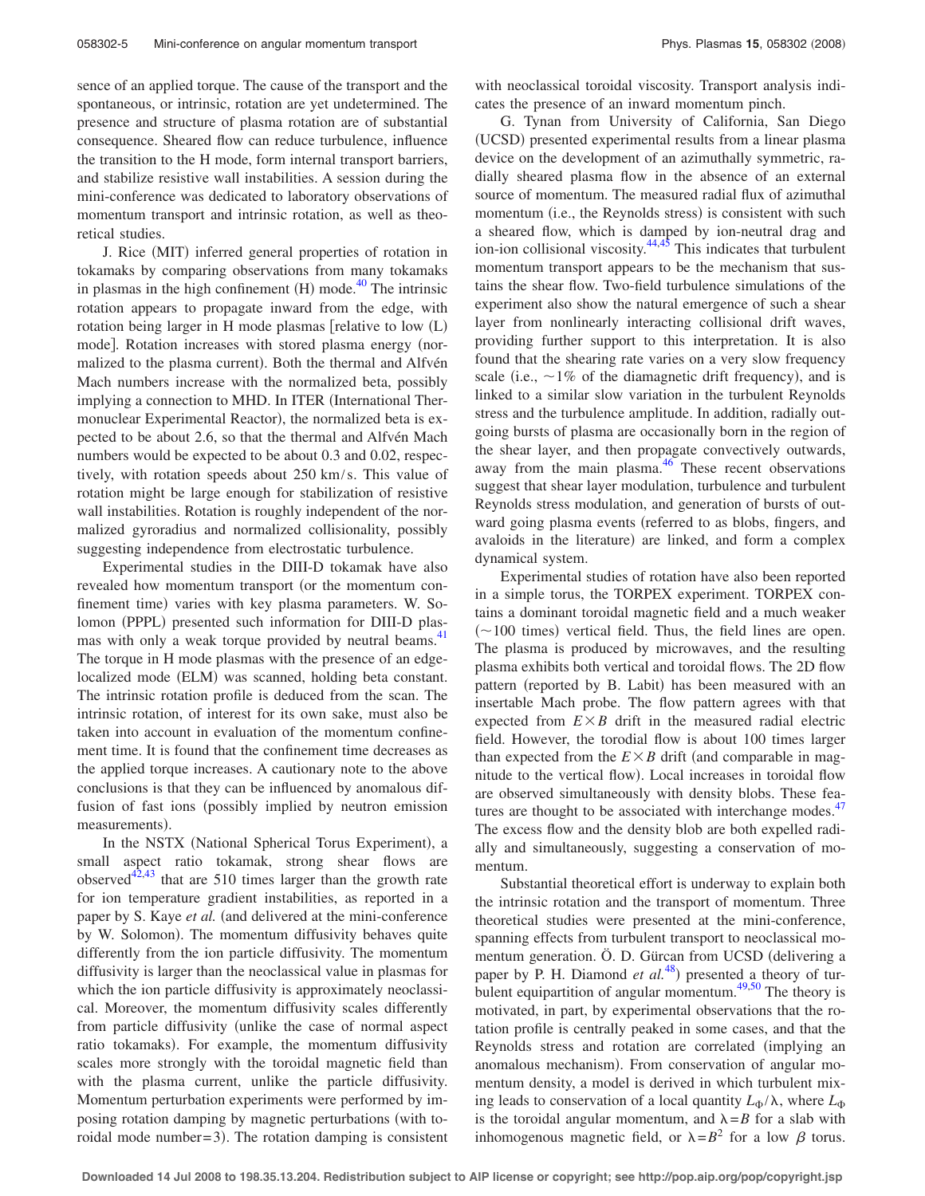sence of an applied torque. The cause of the transport and the spontaneous, or intrinsic, rotation are yet undetermined. The presence and structure of plasma rotation are of substantial consequence. Sheared flow can reduce turbulence, influence the transition to the H mode, form internal transport barriers, and stabilize resistive wall instabilities. A session during the mini-conference was dedicated to laboratory observations of momentum transport and intrinsic rotation, as well as theoretical studies.

J. Rice (MIT) inferred general properties of rotation in tokamaks by comparing observations from many tokamaks in plasmas in the high confinement (H) mode.[40] The intrinsic rotation appears to propagate inward from the edge, with rotation being larger in H mode plasmas [relative to low (L) mode]. Rotation increases with stored plasma energy (normalized to the plasma current). Both the thermal and Alfvén Mach numbers increase with the normalized beta, possibly implying a connection to MHD. In ITER (International Thermonuclear Experimental Reactor), the normalized beta is expected to be about 2.6, so that the thermal and Alfvén Mach numbers would be expected to be about 0.3 and 0.02, respectively, with rotation speeds about 250 km/s. This value of rotation might be large enough for stabilization of resistive wall instabilities. Rotation is roughly independent of the normalized gyroradius and normalized collisionality, possibly suggesting independence from electrostatic turbulence.

Experimental studies in the DIII-D tokamak have also revealed how momentum transport (or the momentum confinement time) varies with key plasma parameters. W. Solomon (PPPL) presented such information for DIII-D plasmas with only a weak torque provided by neutral beams.[41] The torque in H mode plasmas with the presence of an edge-localized mode (ELM) was scanned, holding beta constant. The intrinsic rotation profile is deduced from the scan. The intrinsic rotation, of interest for its own sake, must also be taken into account in evaluation of the momentum confinement time. It is found that the confinement time decreases as the applied torque increases. A cautionary note to the above conclusions is that they can be influenced by anomalous diffusion of fast ions (possibly implied by neutron emission measurements).

In the NSTX (National Spherical Torus Experiment), a small aspect ratio tokamak, strong shear flows are observed[42,43] that are 510 times larger than the growth rate for ion temperature gradient instabilities, as reported in a paper by S. Kaye *et al.* (and delivered at the mini-conference by W. Solomon). The momentum diffusivity behaves quite differently from the ion particle diffusivity. The momentum diffusivity is larger than the neoclassical value in plasmas for which the ion particle diffusivity is approximately neoclassical. Moreover, the momentum diffusivity scales differently from particle diffusivity (unlike the case of normal aspect ratio tokamaks). For example, the momentum diffusivity scales more strongly with the toroidal magnetic field than with the plasma current, unlike the particle diffusivity. Momentum perturbation experiments were performed by imposing rotation damping by magnetic perturbations (with toroidal mode number=3). The rotation damping is consistent with neoclassical toroidal viscosity. Transport analysis indicates the presence of an inward momentum pinch.

G. Tynan from University of California, San Diego (UCSD) presented experimental results from a linear plasma device on the development of an azimuthally symmetric, radially sheared plasma flow in the absence of an external source of momentum. The measured radial flux of azimuthal momentum (i.e., the Reynolds stress) is consistent with such a sheared flow, which is damped by ion-neutral drag and ion-ion collisional viscosity.[44,45] This indicates that turbulent momentum transport appears to be the mechanism that sustains the shear flow. Two-field turbulence simulations of the experiment also show the natural emergence of such a shear layer from nonlinearly interacting collisional drift waves, providing further support to this interpretation. It is also found that the shearing rate varies on a very slow frequency scale (i.e., ~1% of the diamagnetic drift frequency), and is linked to a similar slow variation in the turbulent Reynolds stress and the turbulence amplitude. In addition, radially outgoing bursts of plasma are occasionally born in the region of the shear layer, and then propagate convectively outwards, away from the main plasma.[46] These recent observations suggest that shear layer modulation, turbulence and turbulent Reynolds stress modulation, and generation of bursts of outward going plasma events (referred to as blobs, fingers, and avaloids in the literature) are linked, and form a complex dynamical system.

Experimental studies of rotation have also been reported in a simple torus, the TORPEX experiment. TORPEX contains a dominant toroidal magnetic field and a much weaker (~100 times) vertical field. Thus, the field lines are open. The plasma is produced by microwaves, and the resulting plasma exhibits both vertical and toroidal flows. The 2D flow pattern (reported by B. Labit) has been measured with an insertable Mach probe. The flow pattern agrees with that expected from $E\times B$ drift in the measured radial electric field. However, the torodial flow is about 100 times larger than expected from the $E\times B$ drift (and comparable in magnitude to the vertical flow). Local increases in toroidal flow are observed simultaneously with density blobs. These features are thought to be associated with interchange modes.[47] The excess flow and the density blob are both expelled radially and simultaneously, suggesting a conservation of momentum.

Substantial theoretical effort is underway to explain both the intrinsic rotation and the transport of momentum. Three theoretical studies were presented at the mini-conference, spanning effects from turbulent transport to neoclassical momentum generation. Ö. D. Gürcan from UCSD (delivering a paper by P. H. Diamond *et al.*[48]) presented a theory of turbulent equipartition of angular momentum.[49,50] The theory is motivated, in part, by experimental observations that the rotation profile is centrally peaked in some cases, and that the Reynolds stress and rotation are correlated (implying an anomalous mechanism). From conservation of angular momentum density, a model is derived in which turbulent mixing leads to conservation of a local quantity $L_\Phi/\lambda$, where $L_\Phi$ is the toroidal angular momentum, and $\lambda=B$ for a slab with inhomogenous magnetic field, or $\lambda=B^2$ for a low $\beta$ torus.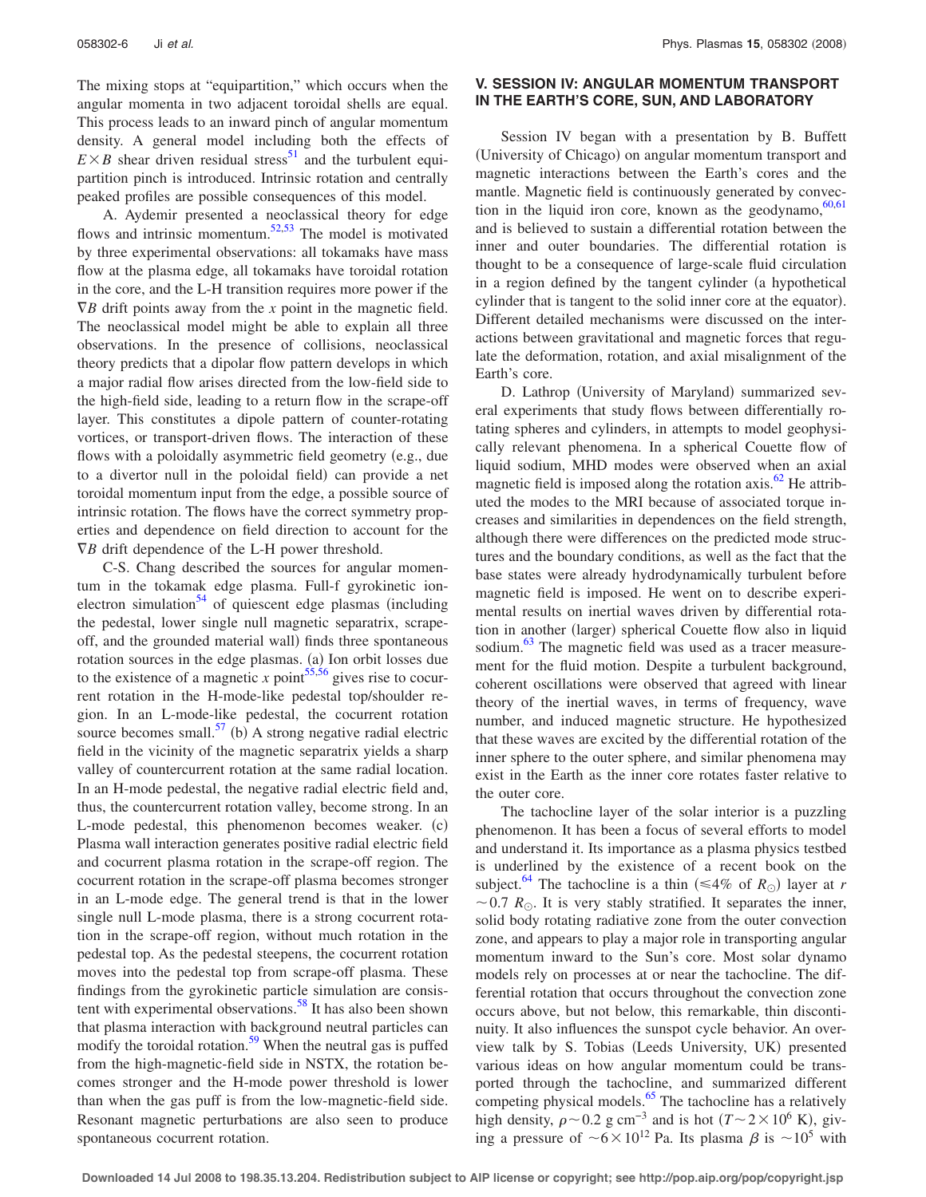The mixing stops at "equipartition," which occurs when the angular momenta in two adjacent toroidal shells are equal. This process leads to an inward pinch of angular momentum density. A general model including both the effects of $E \times B$ shear driven residual stress[51] and the turbulent equipartition pinch is introduced. Intrinsic rotation and centrally peaked profiles are possible consequences of this model.

A. Aydemir presented a neoclassical theory for edge flows and intrinsic momentum.[52,53] The model is motivated by three experimental observations: all tokamaks have mass flow at the plasma edge, all tokamaks have toroidal rotation in the core, and the L-H transition requires more power if the $\nabla B$ drift points away from the $x$ point in the magnetic field. The neoclassical model might be able to explain all three observations. In the presence of collisions, neoclassical theory predicts that a dipolar flow pattern develops in which a major radial flow arises directed from the low-field side to the high-field side, leading to a return flow in the scrape-off layer. This constitutes a dipole pattern of counter-rotating vortices, or transport-driven flows. The interaction of these flows with a poloidally asymmetric field geometry (e.g., due to a divertor null in the poloidal field) can provide a net toroidal momentum input from the edge, a possible source of intrinsic rotation. The flows have the correct symmetry properties and dependence on field direction to account for the $\nabla B$ drift dependence of the L-H power threshold.

C-S. Chang described the sources for angular momentum in the tokamak edge plasma. Full-f gyrokinetic ion-electron simulation[54] of quiescent edge plasmas (including the pedestal, lower single null magnetic separatrix, scrape-off, and the grounded material wall) finds three spontaneous rotation sources in the edge plasmas. (a) Ion orbit losses due to the existence of a magnetic $x$ point[55,56] gives rise to cocurrent rotation in the H-mode-like pedestal top/shoulder region. In an L-mode-like pedestal, the cocurrent rotation source becomes small.[57] (b) A strong negative radial electric field in the vicinity of the magnetic separatrix yields a sharp valley of countercurrent rotation at the same radial location. In an H-mode pedestal, the negative radial electric field and, thus, the countercurrent rotation valley, become strong. In an L-mode pedestal, this phenomenon becomes weaker. (c) Plasma wall interaction generates positive radial electric field and cocurrent plasma rotation in the scrape-off region. The cocurrent rotation in the scrape-off plasma becomes stronger in an L-mode edge. The general trend is that in the lower single null L-mode plasma, there is a strong cocurrent rotation in the scrape-off region, without much rotation in the pedestal top. As the pedestal steepens, the cocurrent rotation moves into the pedestal top from scrape-off plasma. These findings from the gyrokinetic particle simulation are consistent with experimental observations.[58] It has also been shown that plasma interaction with background neutral particles can modify the toroidal rotation.[59] When the neutral gas is puffed from the high-magnetic-field side in NSTX, the rotation becomes stronger and the H-mode power threshold is lower than when the gas puff is from the low-magnetic-field side. Resonant magnetic perturbations are also seen to produce spontaneous cocurrent rotation.

## V. SESSION IV: ANGULAR MOMENTUM TRANSPORT IN THE EARTH'S CORE, SUN, AND LABORATORY

Session IV began with a presentation by B. Buffett (University of Chicago) on angular momentum transport and magnetic interactions between the Earth's cores and the mantle. Magnetic field is continuously generated by convection in the liquid iron core, known as the geodynamo,[60,61] and is believed to sustain a differential rotation between the inner and outer boundaries. The differential rotation is thought to be a consequence of large-scale fluid circulation in a region defined by the tangent cylinder (a hypothetical cylinder that is tangent to the solid inner core at the equator). Different detailed mechanisms were discussed on the interactions between gravitational and magnetic forces that regulate the deformation, rotation, and axial misalignment of the Earth's core.

D. Lathrop (University of Maryland) summarized several experiments that study flows between differentially rotating spheres and cylinders, in attempts to model geophysically relevant phenomena. In a spherical Couette flow of liquid sodium, MHD modes were observed when an axial magnetic field is imposed along the rotation axis.[62] He attributed the modes to the MRI because of associated torque increases and similarities in dependences on the field strength, although there were differences on the predicted mode structures and the boundary conditions, as well as the fact that the base states were already hydrodynamically turbulent before magnetic field is imposed. He went on to describe experimental results on inertial waves driven by differential rotation in another (larger) spherical Couette flow also in liquid sodium.[63] The magnetic field was used as a tracer measurement for the fluid motion. Despite a turbulent background, coherent oscillations were observed that agreed with linear theory of the inertial waves, in terms of frequency, wave number, and induced magnetic structure. He hypothesized that these waves are excited by the differential rotation of the inner sphere to the outer sphere, and similar phenomena may exist in the Earth as the inner core rotates faster relative to the outer core.

The tachocline layer of the solar interior is a puzzling phenomenon. It has been a focus of several efforts to model and understand it. Its importance as a plasma physics testbed is underlined by the existence of a recent book on the subject.[64] The tachocline is a thin ($\leq 4\%$ of $R_{\odot}$) layer at $r \sim 0.7\ R_{\odot}$. It is very stably stratified. It separates the inner, solid body rotating radiative zone from the outer convection zone, and appears to play a major role in transporting angular momentum inward to the Sun's core. Most solar dynamo models rely on processes at or near the tachocline. The differential rotation that occurs throughout the convection zone occurs above, but not below, this remarkable, thin discontinuity. It also influences the sunspot cycle behavior. An overview talk by S. Tobias (Leeds University, UK) presented various ideas on how angular momentum could be transported through the tachocline, and summarized different competing physical models.[65] The tachocline has a relatively high density, $\rho \sim 0.2$ g cm$^{-3}$ and is hot ($T \sim 2 \times 10^{6}$ K), giving a pressure of $\sim 6 \times 10^{12}$ Pa. Its plasma $\beta$ is $\sim 10^{5}$ with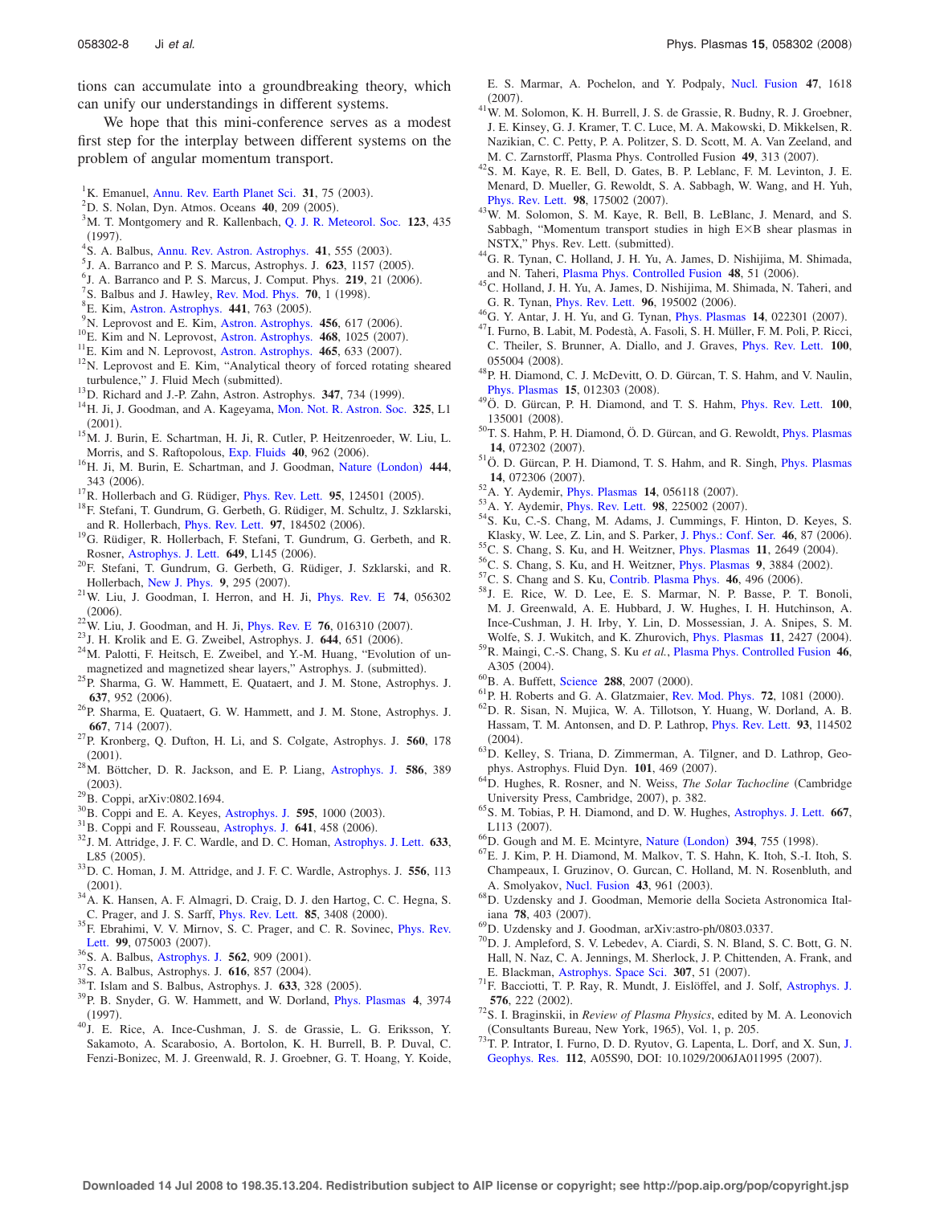tions can accumulate into a groundbreaking theory, which can unify our understandings in different systems.

We hope that this mini-conference serves as a modest first step for the interplay between different systems on the problem of angular momentum transport.

[1] K. Emanuel, Annu. Rev. Earth Planet Sci. **31**, 75 (2003).
[2] D. S. Nolan, Dyn. Atmos. Oceans **40**, 209 (2005).
[3] M. T. Montgomery and R. Kallenbach, Q. J. R. Meteorol. Soc. **123**, 435 (1997).
[4] S. A. Balbus, Annu. Rev. Astron. Astrophys. **41**, 555 (2003).
[5] J. A. Barranco and P. S. Marcus, Astrophys. J. **623**, 1157 (2005).
[6] J. A. Barranco and P. S. Marcus, J. Comput. Phys. **219**, 21 (2006).
[7] S. Balbus and J. Hawley, Rev. Mod. Phys. **70**, 1 (1998).
[8] E. Kim, Astron. Astrophys. **441**, 763 (2005).
[9] N. Leprovost and E. Kim, Astron. Astrophys. **456**, 617 (2006).
[10] E. Kim and N. Leprovost, Astron. Astrophys. **468**, 1025 (2007).
[11] E. Kim and N. Leprovost, Astron. Astrophys. **465**, 633 (2007).
[12] N. Leprovost and E. Kim, "Analytical theory of forced rotating sheared turbulence," J. Fluid Mech (submitted).
[13] D. Richard and J.-P. Zahn, Astron. Astrophys. **347**, 734 (1999).
[14] H. Ji, J. Goodman, and A. Kageyama, Mon. Not. R. Astron. Soc. **325**, L1 (2001).
[15] M. J. Burin, E. Schartman, H. Ji, R. Cutler, P. Heitzenroeder, W. Liu, L. Morris, and S. Raftopolous, Exp. Fluids **40**, 962 (2006).
[16] H. Ji, M. Burin, E. Schartman, and J. Goodman, Nature (London) **444**, 343 (2006).
[17] R. Hollerbach and G. Rüdiger, Phys. Rev. Lett. **95**, 124501 (2005).
[18] F. Stefani, T. Gundrum, G. Gerbeth, G. Rüdiger, M. Schultz, J. Szklarski, and R. Hollerbach, Phys. Rev. Lett. **97**, 184502 (2006).
[19] G. Rüdiger, R. Hollerbach, F. Stefani, T. Gundrum, G. Gerbeth, and R. Rosner, Astrophys. J. Lett. **649**, L145 (2006).
[20] F. Stefani, T. Gundrum, G. Gerbeth, G. Rüdiger, J. Szklarski, and R. Hollerbach, New J. Phys. **9**, 295 (2007).
[21] W. Liu, J. Goodman, I. Herron, and H. Ji, Phys. Rev. E **74**, 056302 (2006).
[22] W. Liu, J. Goodman, and H. Ji, Phys. Rev. E **76**, 016310 (2007).
[23] J. H. Krolik and E. G. Zweibel, Astrophys. J. **644**, 651 (2006).
[24] M. Palotti, F. Heitsch, E. Zweibel, and Y.-M. Huang, "Evolution of unmagnetized and magnetized shear layers," Astrophys. J. (submitted).
[25] P. Sharma, G. W. Hammett, E. Quataert, and J. M. Stone, Astrophys. J. **637**, 952 (2006).
[26] P. Sharma, E. Quataert, G. W. Hammett, and J. M. Stone, Astrophys. J. **667**, 714 (2007).
[27] P. Kronberg, Q. Dufton, H. Li, and S. Colgate, Astrophys. J. **560**, 178 (2001).
[28] M. Böttcher, D. R. Jackson, and E. P. Liang, Astrophys. J. **586**, 389 (2003).
[29] B. Coppi, arXiv:0802.1694.
[30] B. Coppi and E. A. Keyes, Astrophys. J. **595**, 1000 (2003).
[31] B. Coppi and F. Rousseau, Astrophys. J. **641**, 458 (2006).
[32] J. M. Attridge, J. F. C. Wardle, and D. C. Homan, Astrophys. J. Lett. **633**, L85 (2005).
[33] D. C. Homan, J. M. Attridge, and J. F. C. Wardle, Astrophys. J. **556**, 113 (2001).
[34] A. K. Hansen, A. F. Almagri, D. Craig, D. J. den Hartog, C. C. Hegna, S. C. Prager, and J. S. Sarff, Phys. Rev. Lett. **85**, 3408 (2000).
[35] F. Ebrahimi, V. V. Mirnov, S. C. Prager, and C. R. Sovinec, Phys. Rev. Lett. **99**, 075003 (2007).
[36] S. A. Balbus, Astrophys. J. **562**, 909 (2001).
[37] S. A. Balbus, Astrophys. J. **616**, 857 (2004).
[38] T. Islam and S. Balbus, Astrophys. J. **633**, 328 (2005).
[39] P. B. Snyder, G. W. Hammett, and W. Dorland, Phys. Plasmas **4**, 3974 (1997).
[40] J. E. Rice, A. Ince-Cushman, J. S. de Grassie, L. G. Eriksson, Y. Sakamoto, A. Scarabosio, A. Bortolon, K. H. Burrell, B. P. Duval, C. Fenzi-Bonizec, M. J. Greenwald, R. J. Groebner, G. T. Hoang, Y. Koide, E. S. Marmar, A. Pochelon, and Y. Podpaly, Nucl. Fusion **47**, 1618 (2007).
[41] W. M. Solomon, K. H. Burrell, J. S. de Grassie, R. Budny, R. J. Groebner, J. E. Kinsey, G. J. Kramer, T. C. Luce, M. A. Makowski, D. Mikkelsen, R. Nazikian, C. C. Petty, P. A. Politzer, S. D. Scott, M. A. Van Zeeland, and M. C. Zarnstorff, Plasma Phys. Controlled Fusion **49**, 313 (2007).
[42] S. M. Kaye, R. E. Bell, D. Gates, B. P. Leblanc, F. M. Levinton, J. E. Menard, D. Mueller, G. Rewoldt, S. A. Sabbagh, W. Wang, and H. Yuh, Phys. Rev. Lett. **98**, 175002 (2007).
[43] W. M. Solomon, S. M. Kaye, R. Bell, B. LeBlanc, J. Menard, and S. Sabbagh, "Momentum transport studies in high E×B shear plasmas in NSTX," Phys. Rev. Lett. (submitted).
[44] G. R. Tynan, C. Holland, J. H. Yu, A. James, D. Nishijima, M. Shimada, and N. Taheri, Plasma Phys. Controlled Fusion **48**, 51 (2006).
[45] C. Holland, J. H. Yu, A. James, D. Nishijima, M. Shimada, N. Taheri, and G. R. Tynan, Phys. Rev. Lett. **96**, 195002 (2006).
[46] G. Y. Antar, J. H. Yu, and G. Tynan, Phys. Plasmas **14**, 022301 (2007).
[47] I. Furno, B. Labit, M. Podestà, A. Fasoli, S. H. Müller, F. M. Poli, P. Ricci, C. Theiler, S. Brunner, A. Diallo, and J. Graves, Phys. Rev. Lett. **100**, 055004 (2008).
[48] P. H. Diamond, C. J. McDevitt, O. D. Gürcan, T. S. Hahm, and V. Naulin, Phys. Plasmas **15**, 012303 (2008).
[49] Ö. D. Gürcan, P. H. Diamond, and T. S. Hahm, Phys. Rev. Lett. **100**, 135001 (2008).
[50] T. S. Hahm, P. H. Diamond, Ö. D. Gürcan, and G. Rewoldt, Phys. Plasmas **14**, 072302 (2007).
[51] Ö. D. Gürcan, P. H. Diamond, T. S. Hahm, and R. Singh, Phys. Plasmas **14**, 072306 (2007).
[52] A. Y. Aydemir, Phys. Plasmas **14**, 056118 (2007).
[53] A. Y. Aydemir, Phys. Rev. Lett. **98**, 225002 (2007).
[54] S. Ku, C.-S. Chang, M. Adams, J. Cummings, F. Hinton, D. Keyes, S. Klasky, W. Lee, Z. Lin, and S. Parker, J. Phys.: Conf. Ser. **46**, 87 (2006).
[55] C. S. Chang, S. Ku, and H. Weitzner, Phys. Plasmas **11**, 2649 (2004).
[56] C. S. Chang, S. Ku, and H. Weitzner, Phys. Plasmas **9**, 3884 (2002).
[57] C. S. Chang and S. Ku, Contrib. Plasma Phys. **46**, 496 (2006).
[58] J. E. Rice, W. D. Lee, E. S. Marmar, N. P. Basse, P. T. Bonoli, M. J. Greenwald, A. E. Hubbard, J. W. Hughes, I. H. Hutchinson, A. Ince-Cushman, J. H. Irby, Y. Lin, D. Mossessian, J. A. Snipes, S. M. Wolfe, S. J. Wukitch, and K. Zhurovich, Phys. Plasmas **11**, 2427 (2004).
[59] R. Maingi, C.-S. Chang, S. Ku *et al.*, Plasma Phys. Controlled Fusion **46**, A305 (2004).
[60] B. A. Buffett, Science **288**, 2007 (2000).
[61] P. H. Roberts and G. A. Glatzmaier, Rev. Mod. Phys. **72**, 1081 (2000).
[62] D. R. Sisan, N. Mujica, W. A. Tillotson, Y. Huang, W. Dorland, A. B. Hassam, T. M. Antonsen, and D. P. Lathrop, Phys. Rev. Lett. **93**, 114502 (2004).
[63] D. Kelley, S. Triana, D. Zimmerman, A. Tilgner, and D. Lathrop, Geophys. Astrophys. Fluid Dyn. **101**, 469 (2007).
[64] D. Hughes, R. Rosner, and N. Weiss, *The Solar Tachocline* (Cambridge University Press, Cambridge, 2007), p. 382.
[65] S. M. Tobias, P. H. Diamond, and D. W. Hughes, Astrophys. J. Lett. **667**, L113 (2007).
[66] D. Gough and M. E. McIntyre, Nature (London) **394**, 755 (1998).
[67] E. J. Kim, P. H. Diamond, M. Malkov, T. S. Hahn, K. Itoh, S.-I. Itoh, S. Champeaux, I. Gruzinov, O. Gurcan, C. Holland, M. N. Rosenbluth, and A. Smolyakov, Nucl. Fusion **43**, 961 (2003).
[68] D. Uzdensky and J. Goodman, Memorie della Societa Astronomica Italiana **78**, 403 (2007).
[69] D. Uzdensky and J. Goodman, arXiv:astro-ph/0803.0337.
[70] D. J. Ampleford, S. V. Lebedev, A. Ciardi, S. N. Bland, S. C. Bott, G. N. Hall, N. Naz, C. A. Jennings, M. Sherlock, J. P. Chittenden, A. Frank, and E. Blackman, Astrophys. Space Sci. **307**, 51 (2007).
[71] F. Bacciotti, T. P. Ray, R. Mundt, J. Eislöffel, and J. Solf, Astrophys. J. **576**, 222 (2002).
[72] S. I. Braginskii, in *Review of Plasma Physics*, edited by M. A. Leonovich (Consultants Bureau, New York, 1965), Vol. 1, p. 205.
[73] T. P. Intrator, I. Furno, D. D. Ryutov, G. Lapenta, L. Dorf, and X. Sun, J. Geophys. Res. **112**, A05S90, DOI: 10.1029/2006JA011995 (2007).